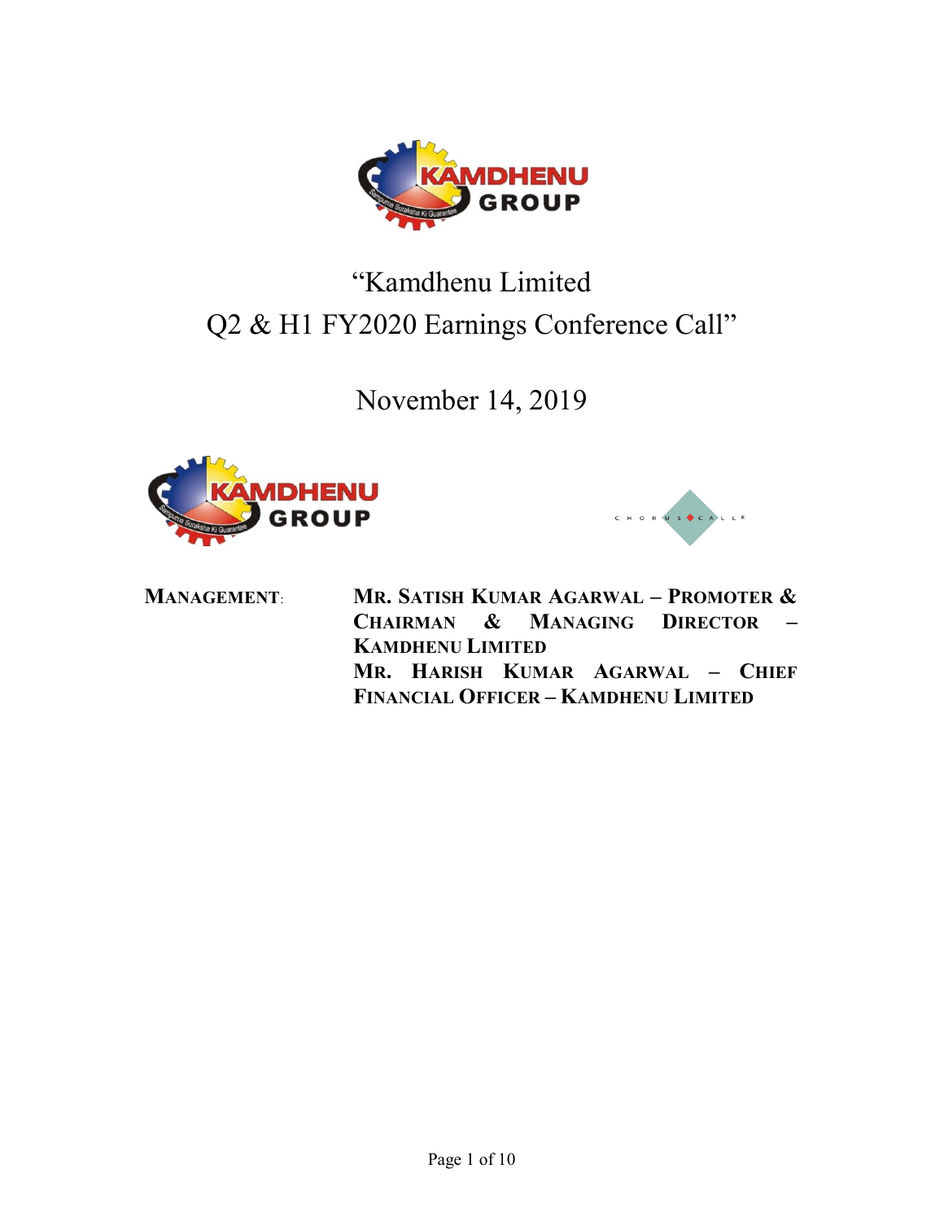# "Kamdhenu Limited
# Q2 & H1 FY2020 Earnings Conference Call"

## November 14, 2019

**MANAGEMENT:** **MR. SATISH KUMAR AGARWAL – PROMOTER & CHAIRMAN & MANAGING DIRECTOR – KAMDHENU LIMITED**

**MR. HARISH KUMAR AGARWAL – CHIEF FINANCIAL OFFICER – KAMDHENU LIMITED**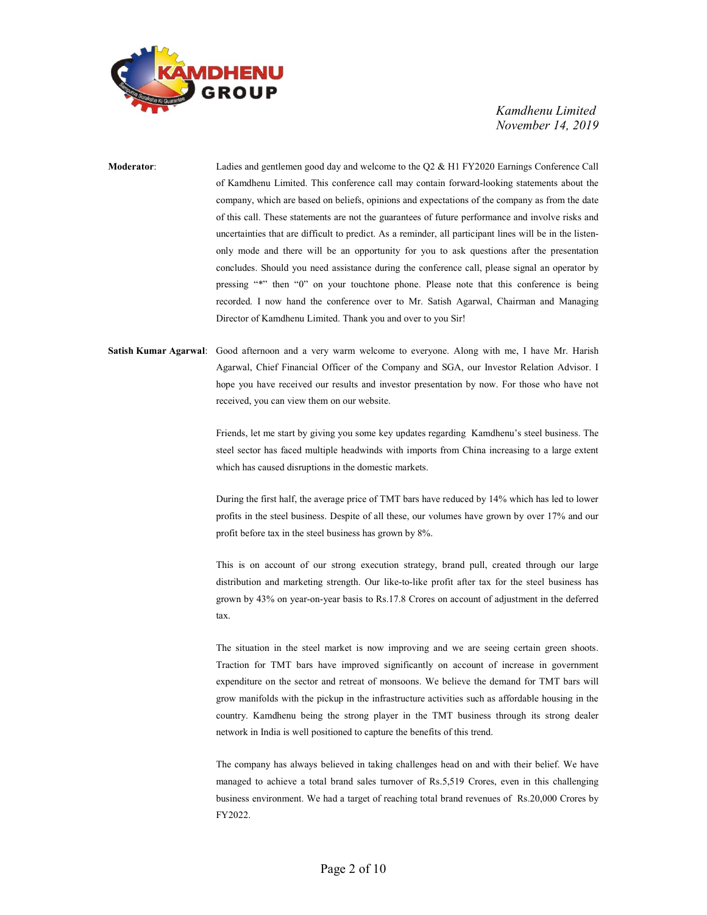**Moderator**: Ladies and gentlemen good day and welcome to the Q2 & H1 FY2020 Earnings Conference Call of Kamdhenu Limited. This conference call may contain forward-looking statements about the company, which are based on beliefs, opinions and expectations of the company as from the date of this call. These statements are not the guarantees of future performance and involve risks and uncertainties that are difficult to predict. As a reminder, all participant lines will be in the listen-only mode and there will be an opportunity for you to ask questions after the presentation concludes. Should you need assistance during the conference call, please signal an operator by pressing "*" then "0" on your touchtone phone. Please note that this conference is being recorded. I now hand the conference over to Mr. Satish Agarwal, Chairman and Managing Director of Kamdhenu Limited. Thank you and over to you Sir!

**Satish Kumar Agarwal**: Good afternoon and a very warm welcome to everyone. Along with me, I have Mr. Harish Agarwal, Chief Financial Officer of the Company and SGA, our Investor Relation Advisor. I hope you have received our results and investor presentation by now. For those who have not received, you can view them on our website.

Friends, let me start by giving you some key updates regarding Kamdhenu's steel business. The steel sector has faced multiple headwinds with imports from China increasing to a large extent which has caused disruptions in the domestic markets.

During the first half, the average price of TMT bars have reduced by 14% which has led to lower profits in the steel business. Despite of all these, our volumes have grown by over 17% and our profit before tax in the steel business has grown by 8%.

This is on account of our strong execution strategy, brand pull, created through our large distribution and marketing strength. Our like-to-like profit after tax for the steel business has grown by 43% on year-on-year basis to Rs.17.8 Crores on account of adjustment in the deferred tax.

The situation in the steel market is now improving and we are seeing certain green shoots. Traction for TMT bars have improved significantly on account of increase in government expenditure on the sector and retreat of monsoons. We believe the demand for TMT bars will grow manifolds with the pickup in the infrastructure activities such as affordable housing in the country. Kamdhenu being the strong player in the TMT business through its strong dealer network in India is well positioned to capture the benefits of this trend.

The company has always believed in taking challenges head on and with their belief. We have managed to achieve a total brand sales turnover of Rs.5,519 Crores, even in this challenging business environment. We had a target of reaching total brand revenues of Rs.20,000 Crores by FY2022.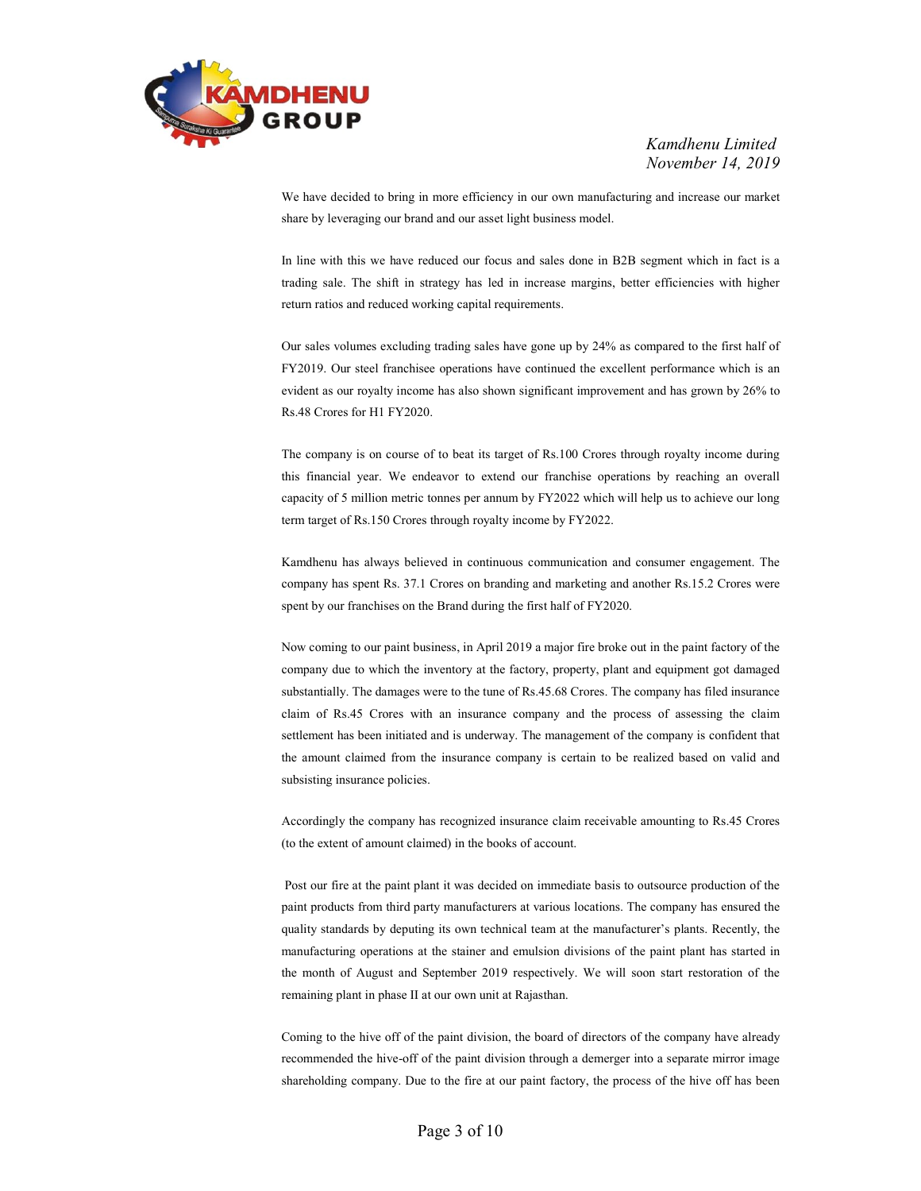We have decided to bring in more efficiency in our own manufacturing and increase our market share by leveraging our brand and our asset light business model.

In line with this we have reduced our focus and sales done in B2B segment which in fact is a trading sale. The shift in strategy has led in increase margins, better efficiencies with higher return ratios and reduced working capital requirements.

Our sales volumes excluding trading sales have gone up by 24% as compared to the first half of FY2019. Our steel franchisee operations have continued the excellent performance which is an evident as our royalty income has also shown significant improvement and has grown by 26% to Rs.48 Crores for H1 FY2020.

The company is on course of to beat its target of Rs.100 Crores through royalty income during this financial year. We endeavor to extend our franchise operations by reaching an overall capacity of 5 million metric tonnes per annum by FY2022 which will help us to achieve our long term target of Rs.150 Crores through royalty income by FY2022.

Kamdhenu has always believed in continuous communication and consumer engagement. The company has spent Rs. 37.1 Crores on branding and marketing and another Rs.15.2 Crores were spent by our franchises on the Brand during the first half of FY2020.

Now coming to our paint business, in April 2019 a major fire broke out in the paint factory of the company due to which the inventory at the factory, property, plant and equipment got damaged substantially. The damages were to the tune of Rs.45.68 Crores. The company has filed insurance claim of Rs.45 Crores with an insurance company and the process of assessing the claim settlement has been initiated and is underway. The management of the company is confident that the amount claimed from the insurance company is certain to be realized based on valid and subsisting insurance policies.

Accordingly the company has recognized insurance claim receivable amounting to Rs.45 Crores (to the extent of amount claimed) in the books of account.

Post our fire at the paint plant it was decided on immediate basis to outsource production of the paint products from third party manufacturers at various locations. The company has ensured the quality standards by deputing its own technical team at the manufacturer's plants. Recently, the manufacturing operations at the stainer and emulsion divisions of the paint plant has started in the month of August and September 2019 respectively. We will soon start restoration of the remaining plant in phase II at our own unit at Rajasthan.

Coming to the hive off of the paint division, the board of directors of the company have already recommended the hive-off of the paint division through a demerger into a separate mirror image shareholding company. Due to the fire at our paint factory, the process of the hive off has been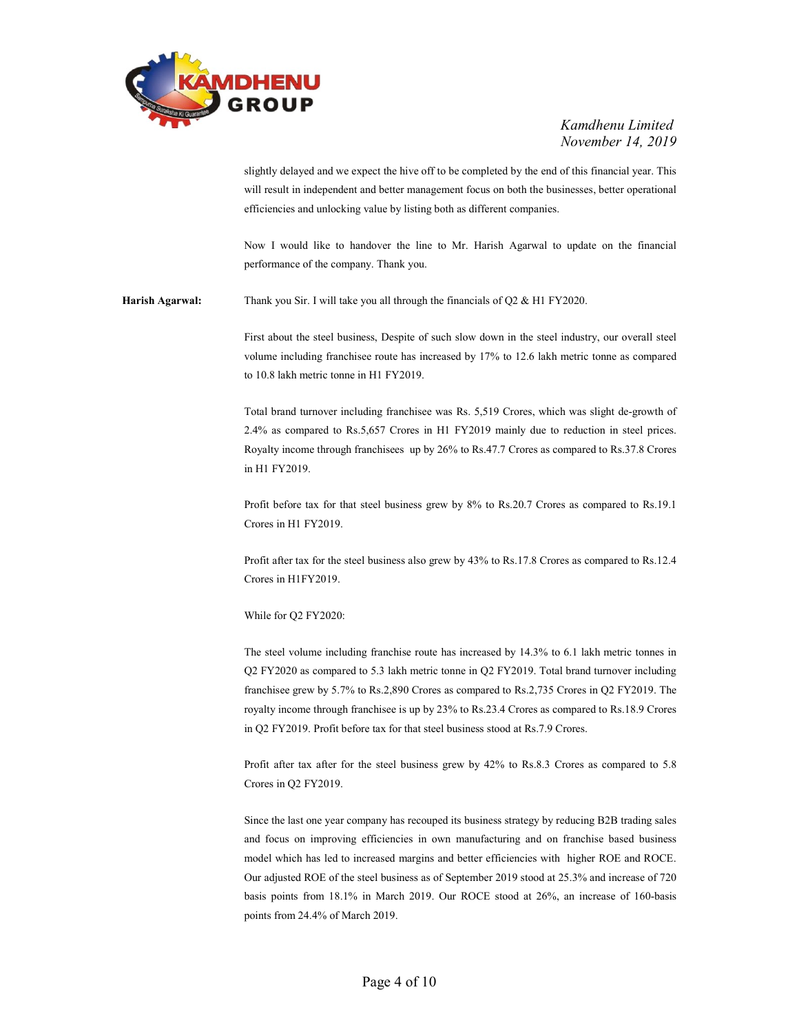slightly delayed and we expect the hive off to be completed by the end of this financial year. This will result in independent and better management focus on both the businesses, better operational efficiencies and unlocking value by listing both as different companies.

Now I would like to handover the line to Mr. Harish Agarwal to update on the financial performance of the company. Thank you.

**Harish Agarwal:** Thank you Sir. I will take you all through the financials of Q2 & H1 FY2020.

First about the steel business, Despite of such slow down in the steel industry, our overall steel volume including franchisee route has increased by 17% to 12.6 lakh metric tonne as compared to 10.8 lakh metric tonne in H1 FY2019.

Total brand turnover including franchisee was Rs. 5,519 Crores, which was slight de-growth of 2.4% as compared to Rs.5,657 Crores in H1 FY2019 mainly due to reduction in steel prices. Royalty income through franchisees up by 26% to Rs.47.7 Crores as compared to Rs.37.8 Crores in H1 FY2019.

Profit before tax for that steel business grew by 8% to Rs.20.7 Crores as compared to Rs.19.1 Crores in H1 FY2019.

Profit after tax for the steel business also grew by 43% to Rs.17.8 Crores as compared to Rs.12.4 Crores in H1FY2019.

While for Q2 FY2020:

The steel volume including franchise route has increased by 14.3% to 6.1 lakh metric tonnes in Q2 FY2020 as compared to 5.3 lakh metric tonne in Q2 FY2019. Total brand turnover including franchisee grew by 5.7% to Rs.2,890 Crores as compared to Rs.2,735 Crores in Q2 FY2019. The royalty income through franchisee is up by 23% to Rs.23.4 Crores as compared to Rs.18.9 Crores in Q2 FY2019. Profit before tax for that steel business stood at Rs.7.9 Crores.

Profit after tax after for the steel business grew by 42% to Rs.8.3 Crores as compared to 5.8 Crores in Q2 FY2019.

Since the last one year company has recouped its business strategy by reducing B2B trading sales and focus on improving efficiencies in own manufacturing and on franchise based business model which has led to increased margins and better efficiencies with higher ROE and ROCE. Our adjusted ROE of the steel business as of September 2019 stood at 25.3% and increase of 720 basis points from 18.1% in March 2019. Our ROCE stood at 26%, an increase of 160-basis points from 24.4% of March 2019.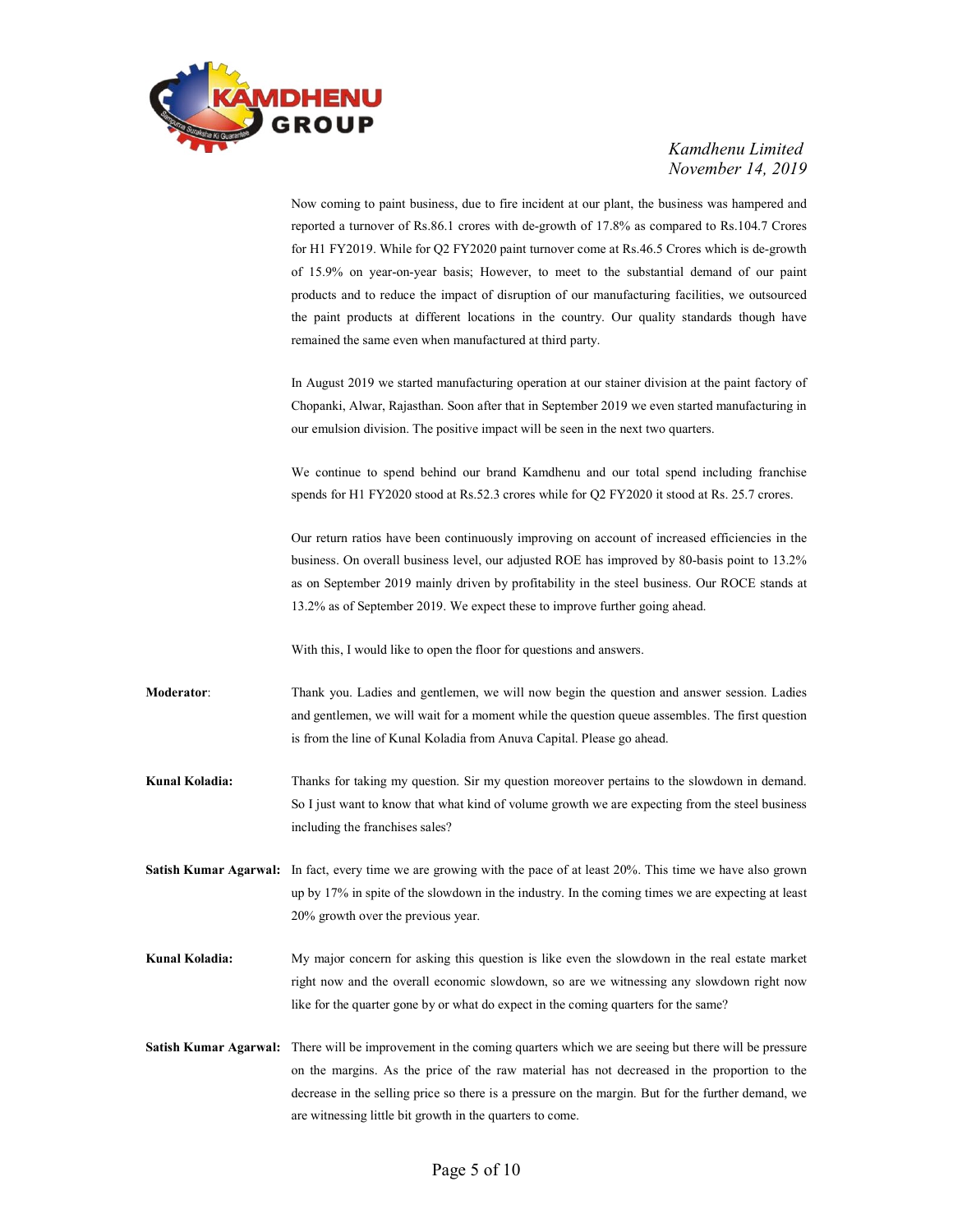Now coming to paint business, due to fire incident at our plant, the business was hampered and reported a turnover of Rs.86.1 crores with de-growth of 17.8% as compared to Rs.104.7 Crores for H1 FY2019. While for Q2 FY2020 paint turnover come at Rs.46.5 Crores which is de-growth of 15.9% on year-on-year basis; However, to meet to the substantial demand of our paint products and to reduce the impact of disruption of our manufacturing facilities, we outsourced the paint products at different locations in the country. Our quality standards though have remained the same even when manufactured at third party.

In August 2019 we started manufacturing operation at our stainer division at the paint factory of Chopanki, Alwar, Rajasthan. Soon after that in September 2019 we even started manufacturing in our emulsion division. The positive impact will be seen in the next two quarters.

We continue to spend behind our brand Kamdhenu and our total spend including franchise spends for H1 FY2020 stood at Rs.52.3 crores while for Q2 FY2020 it stood at Rs. 25.7 crores.

Our return ratios have been continuously improving on account of increased efficiencies in the business. On overall business level, our adjusted ROE has improved by 80-basis point to 13.2% as on September 2019 mainly driven by profitability in the steel business. Our ROCE stands at 13.2% as of September 2019. We expect these to improve further going ahead.

With this, I would like to open the floor for questions and answers.

**Moderator**: Thank you. Ladies and gentlemen, we will now begin the question and answer session. Ladies and gentlemen, we will wait for a moment while the question queue assembles. The first question is from the line of Kunal Koladia from Anuva Capital. Please go ahead.

**Kunal Koladia:** Thanks for taking my question. Sir my question moreover pertains to the slowdown in demand. So I just want to know that what kind of volume growth we are expecting from the steel business including the franchises sales?

**Satish Kumar Agarwal:** In fact, every time we are growing with the pace of at least 20%. This time we have also grown up by 17% in spite of the slowdown in the industry. In the coming times we are expecting at least 20% growth over the previous year.

**Kunal Koladia:** My major concern for asking this question is like even the slowdown in the real estate market right now and the overall economic slowdown, so are we witnessing any slowdown right now like for the quarter gone by or what do expect in the coming quarters for the same?

**Satish Kumar Agarwal:** There will be improvement in the coming quarters which we are seeing but there will be pressure on the margins. As the price of the raw material has not decreased in the proportion to the decrease in the selling price so there is a pressure on the margin. But for the further demand, we are witnessing little bit growth in the quarters to come.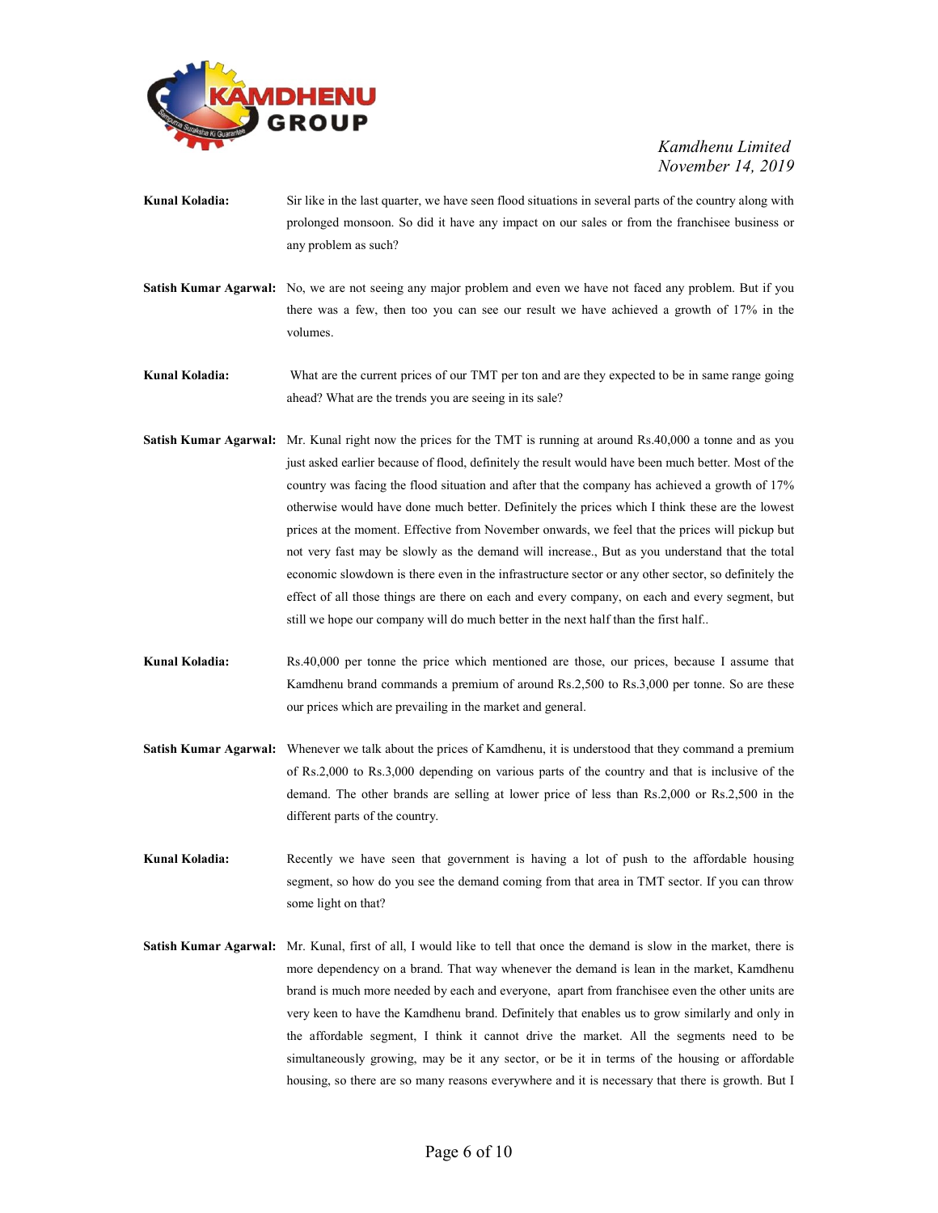**Kunal Koladia:** Sir like in the last quarter, we have seen flood situations in several parts of the country along with prolonged monsoon. So did it have any impact on our sales or from the franchisee business or any problem as such?

**Satish Kumar Agarwal:** No, we are not seeing any major problem and even we have not faced any problem. But if you there was a few, then too you can see our result we have achieved a growth of 17% in the volumes.

**Kunal Koladia:** What are the current prices of our TMT per ton and are they expected to be in same range going ahead? What are the trends you are seeing in its sale?

**Satish Kumar Agarwal:** Mr. Kunal right now the prices for the TMT is running at around Rs.40,000 a tonne and as you just asked earlier because of flood, definitely the result would have been much better. Most of the country was facing the flood situation and after that the company has achieved a growth of 17% otherwise would have done much better. Definitely the prices which I think these are the lowest prices at the moment. Effective from November onwards, we feel that the prices will pickup but not very fast may be slowly as the demand will increase., But as you understand that the total economic slowdown is there even in the infrastructure sector or any other sector, so definitely the effect of all those things are there on each and every company, on each and every segment, but still we hope our company will do much better in the next half than the first half..

**Kunal Koladia:** Rs.40,000 per tonne the price which mentioned are those, our prices, because I assume that Kamdhenu brand commands a premium of around Rs.2,500 to Rs.3,000 per tonne. So are these our prices which are prevailing in the market and general.

**Satish Kumar Agarwal:** Whenever we talk about the prices of Kamdhenu, it is understood that they command a premium of Rs.2,000 to Rs.3,000 depending on various parts of the country and that is inclusive of the demand. The other brands are selling at lower price of less than Rs.2,000 or Rs.2,500 in the different parts of the country.

**Kunal Koladia:** Recently we have seen that government is having a lot of push to the affordable housing segment, so how do you see the demand coming from that area in TMT sector. If you can throw some light on that?

**Satish Kumar Agarwal:** Mr. Kunal, first of all, I would like to tell that once the demand is slow in the market, there is more dependency on a brand. That way whenever the demand is lean in the market, Kamdhenu brand is much more needed by each and everyone, apart from franchisee even the other units are very keen to have the Kamdhenu brand. Definitely that enables us to grow similarly and only in the affordable segment, I think it cannot drive the market. All the segments need to be simultaneously growing, may be it any sector, or be it in terms of the housing or affordable housing, so there are so many reasons everywhere and it is necessary that there is growth. But I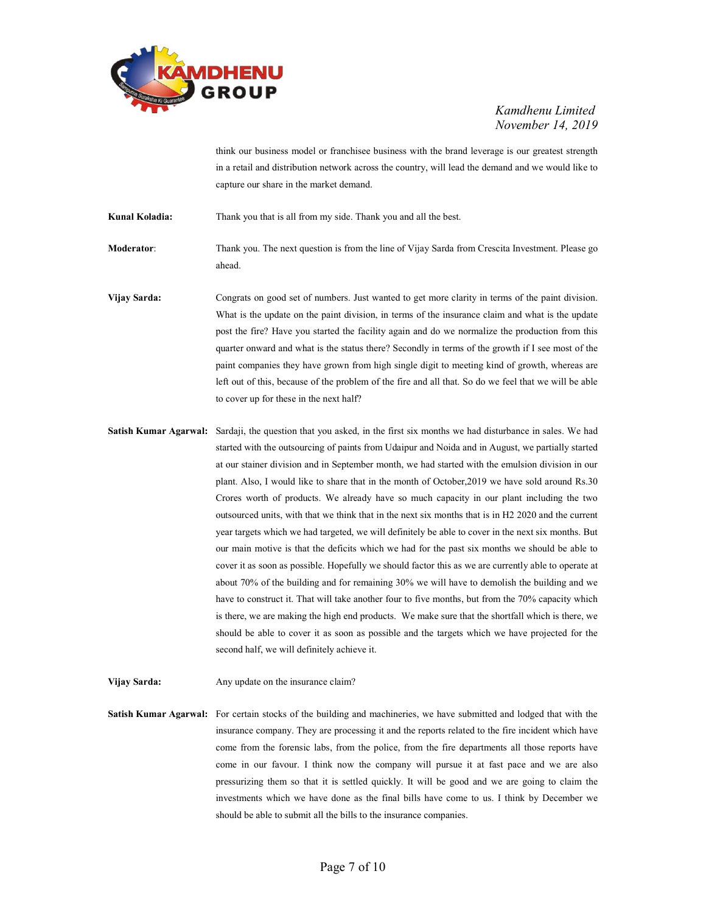think our business model or franchisee business with the brand leverage is our greatest strength in a retail and distribution network across the country, will lead the demand and we would like to capture our share in the market demand.

**Kunal Koladia:** Thank you that is all from my side. Thank you and all the best.

**Moderator**: Thank you. The next question is from the line of Vijay Sarda from Crescita Investment. Please go ahead.

**Vijay Sarda:** Congrats on good set of numbers. Just wanted to get more clarity in terms of the paint division. What is the update on the paint division, in terms of the insurance claim and what is the update post the fire? Have you started the facility again and do we normalize the production from this quarter onward and what is the status there? Secondly in terms of the growth if I see most of the paint companies they have grown from high single digit to meeting kind of growth, whereas are left out of this, because of the problem of the fire and all that. So do we feel that we will be able to cover up for these in the next half?

**Satish Kumar Agarwal:** Sardaji, the question that you asked, in the first six months we had disturbance in sales. We had started with the outsourcing of paints from Udaipur and Noida and in August, we partially started at our stainer division and in September month, we had started with the emulsion division in our plant. Also, I would like to share that in the month of October,2019 we have sold around Rs.30 Crores worth of products. We already have so much capacity in our plant including the two outsourced units, with that we think that in the next six months that is in H2 2020 and the current year targets which we had targeted, we will definitely be able to cover in the next six months. But our main motive is that the deficits which we had for the past six months we should be able to cover it as soon as possible. Hopefully we should factor this as we are currently able to operate at about 70% of the building and for remaining 30% we will have to demolish the building and we have to construct it. That will take another four to five months, but from the 70% capacity which is there, we are making the high end products. We make sure that the shortfall which is there, we should be able to cover it as soon as possible and the targets which we have projected for the second half, we will definitely achieve it.

**Vijay Sarda:** Any update on the insurance claim?

**Satish Kumar Agarwal:** For certain stocks of the building and machineries, we have submitted and lodged that with the insurance company. They are processing it and the reports related to the fire incident which have come from the forensic labs, from the police, from the fire departments all those reports have come in our favour. I think now the company will pursue it at fast pace and we are also pressurizing them so that it is settled quickly. It will be good and we are going to claim the investments which we have done as the final bills have come to us. I think by December we should be able to submit all the bills to the insurance companies.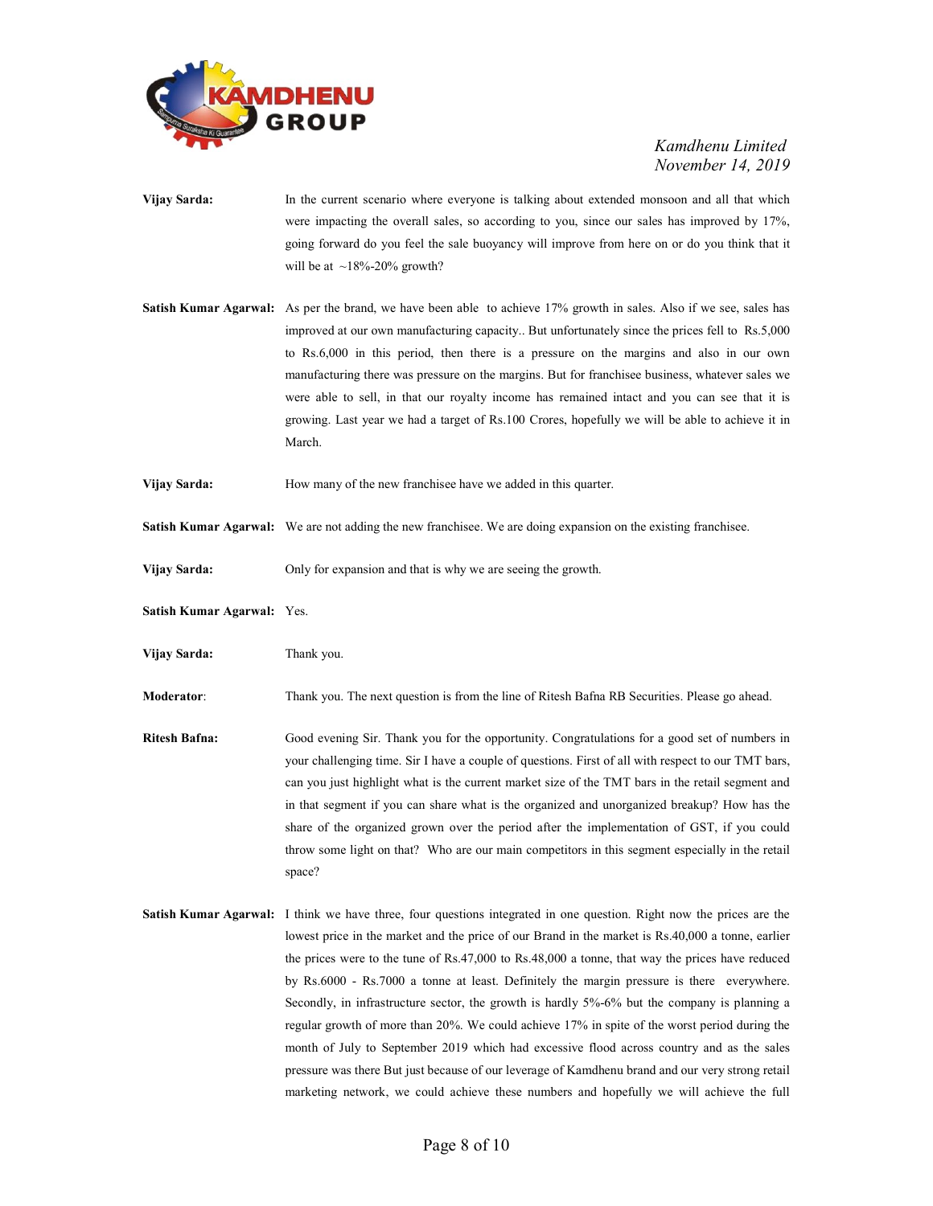**Vijay Sarda:** In the current scenario where everyone is talking about extended monsoon and all that which were impacting the overall sales, so according to you, since our sales has improved by 17%, going forward do you feel the sale buoyancy will improve from here on or do you think that it will be at ~18%-20% growth?

**Satish Kumar Agarwal:** As per the brand, we have been able to achieve 17% growth in sales. Also if we see, sales has improved at our own manufacturing capacity.. But unfortunately since the prices fell to Rs.5,000 to Rs.6,000 in this period, then there is a pressure on the margins and also in our own manufacturing there was pressure on the margins. But for franchisee business, whatever sales we were able to sell, in that our royalty income has remained intact and you can see that it is growing. Last year we had a target of Rs.100 Crores, hopefully we will be able to achieve it in March.

**Vijay Sarda:** How many of the new franchisee have we added in this quarter.

**Satish Kumar Agarwal:** We are not adding the new franchisee. We are doing expansion on the existing franchisee.

**Vijay Sarda:** Only for expansion and that is why we are seeing the growth.

**Satish Kumar Agarwal:** Yes.

**Vijay Sarda:** Thank you.

**Moderator:** Thank you. The next question is from the line of Ritesh Bafna RB Securities. Please go ahead.

**Ritesh Bafna:** Good evening Sir. Thank you for the opportunity. Congratulations for a good set of numbers in your challenging time. Sir I have a couple of questions. First of all with respect to our TMT bars, can you just highlight what is the current market size of the TMT bars in the retail segment and in that segment if you can share what is the organized and unorganized breakup? How has the share of the organized grown over the period after the implementation of GST, if you could throw some light on that? Who are our main competitors in this segment especially in the retail space?

**Satish Kumar Agarwal:** I think we have three, four questions integrated in one question. Right now the prices are the lowest price in the market and the price of our Brand in the market is Rs.40,000 a tonne, earlier the prices were to the tune of Rs.47,000 to Rs.48,000 a tonne, that way the prices have reduced by Rs.6000 - Rs.7000 a tonne at least. Definitely the margin pressure is there everywhere. Secondly, in infrastructure sector, the growth is hardly 5%-6% but the company is planning a regular growth of more than 20%. We could achieve 17% in spite of the worst period during the month of July to September 2019 which had excessive flood across country and as the sales pressure was there But just because of our leverage of Kamdhenu brand and our very strong retail marketing network, we could achieve these numbers and hopefully we will achieve the full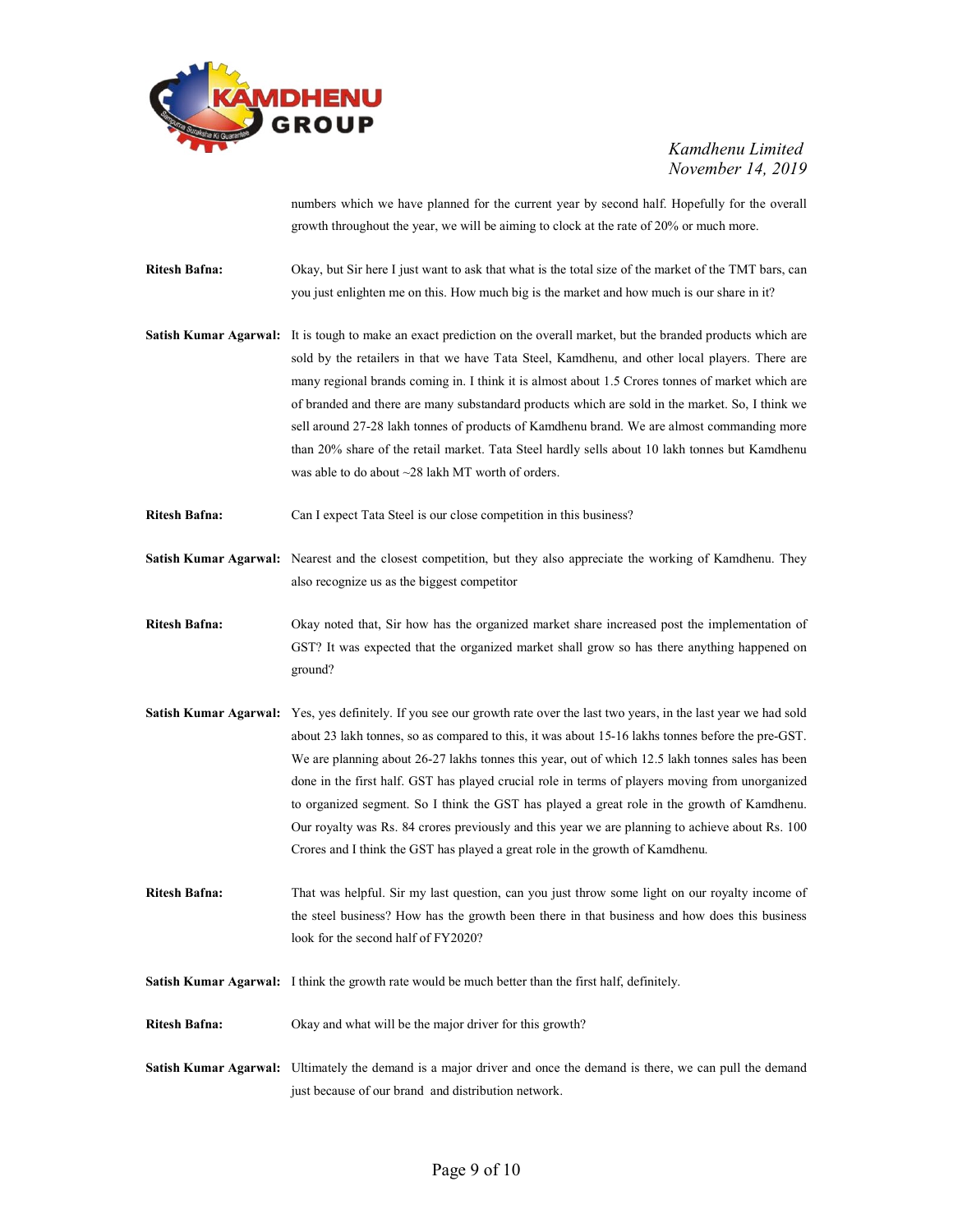numbers which we have planned for the current year by second half. Hopefully for the overall growth throughout the year, we will be aiming to clock at the rate of 20% or much more.

**Ritesh Bafna:** Okay, but Sir here I just want to ask that what is the total size of the market of the TMT bars, can you just enlighten me on this. How much big is the market and how much is our share in it?

**Satish Kumar Agarwal:** It is tough to make an exact prediction on the overall market, but the branded products which are sold by the retailers in that we have Tata Steel, Kamdhenu, and other local players. There are many regional brands coming in. I think it is almost about 1.5 Crores tonnes of market which are of branded and there are many substandard products which are sold in the market. So, I think we sell around 27-28 lakh tonnes of products of Kamdhenu brand. We are almost commanding more than 20% share of the retail market. Tata Steel hardly sells about 10 lakh tonnes but Kamdhenu was able to do about ~28 lakh MT worth of orders.

**Ritesh Bafna:** Can I expect Tata Steel is our close competition in this business?

**Satish Kumar Agarwal:** Nearest and the closest competition, but they also appreciate the working of Kamdhenu. They also recognize us as the biggest competitor

**Ritesh Bafna:** Okay noted that, Sir how has the organized market share increased post the implementation of GST? It was expected that the organized market shall grow so has there anything happened on ground?

**Satish Kumar Agarwal:** Yes, yes definitely. If you see our growth rate over the last two years, in the last year we had sold about 23 lakh tonnes, so as compared to this, it was about 15-16 lakhs tonnes before the pre-GST. We are planning about 26-27 lakhs tonnes this year, out of which 12.5 lakh tonnes sales has been done in the first half. GST has played crucial role in terms of players moving from unorganized to organized segment. So I think the GST has played a great role in the growth of Kamdhenu. Our royalty was Rs. 84 crores previously and this year we are planning to achieve about Rs. 100 Crores and I think the GST has played a great role in the growth of Kamdhenu.

**Ritesh Bafna:** That was helpful. Sir my last question, can you just throw some light on our royalty income of the steel business? How has the growth been there in that business and how does this business look for the second half of FY2020?

**Satish Kumar Agarwal:** I think the growth rate would be much better than the first half, definitely.

**Ritesh Bafna:** Okay and what will be the major driver for this growth?

**Satish Kumar Agarwal:** Ultimately the demand is a major driver and once the demand is there, we can pull the demand just because of our brand and distribution network.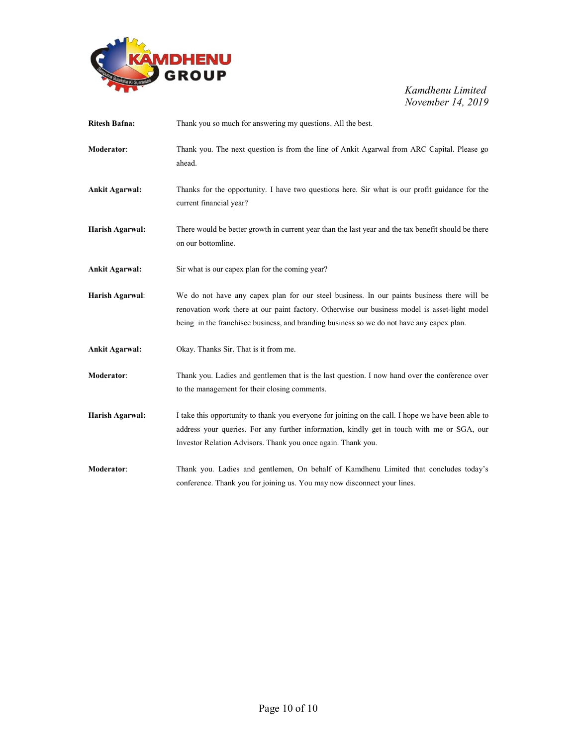**Ritesh Bafna:** Thank you so much for answering my questions. All the best.

**Moderator**: Thank you. The next question is from the line of Ankit Agarwal from ARC Capital. Please go ahead.

**Ankit Agarwal:** Thanks for the opportunity. I have two questions here. Sir what is our profit guidance for the current financial year?

**Harish Agarwal:** There would be better growth in current year than the last year and the tax benefit should be there on our bottomline.

**Ankit Agarwal:** Sir what is our capex plan for the coming year?

**Harish Agarwal**: We do not have any capex plan for our steel business. In our paints business there will be renovation work there at our paint factory. Otherwise our business model is asset-light model being in the franchisee business, and branding business so we do not have any capex plan.

**Ankit Agarwal:** Okay. Thanks Sir. That is it from me.

**Moderator**: Thank you. Ladies and gentlemen that is the last question. I now hand over the conference over to the management for their closing comments.

**Harish Agarwal:** I take this opportunity to thank you everyone for joining on the call. I hope we have been able to address your queries. For any further information, kindly get in touch with me or SGA, our Investor Relation Advisors. Thank you once again. Thank you.

**Moderator**: Thank you. Ladies and gentlemen, On behalf of Kamdhenu Limited that concludes today's conference. Thank you for joining us. You may now disconnect your lines.